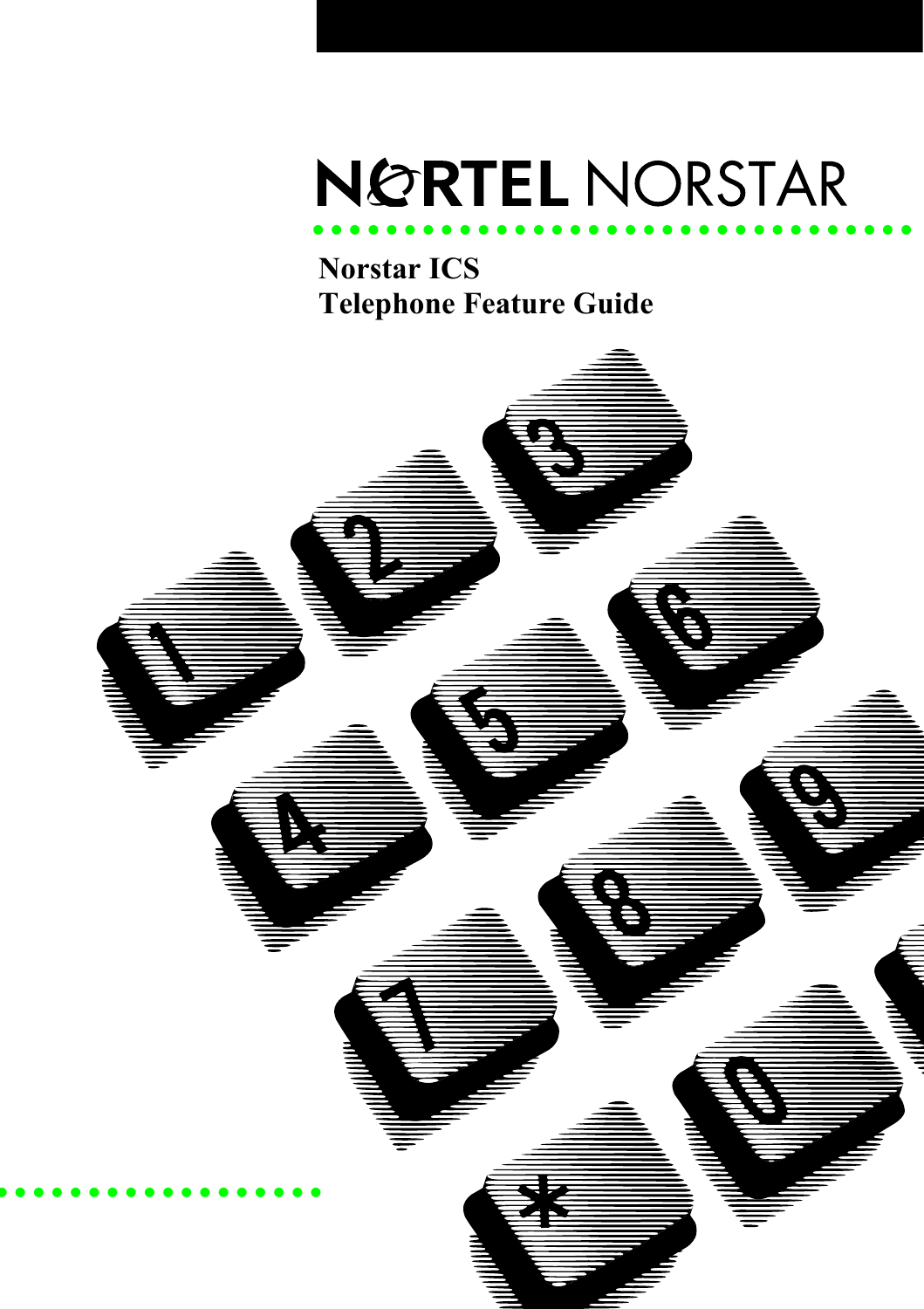# NORTEL NORSTAR

**Norstar ICS**
**Telephone Feature Guide**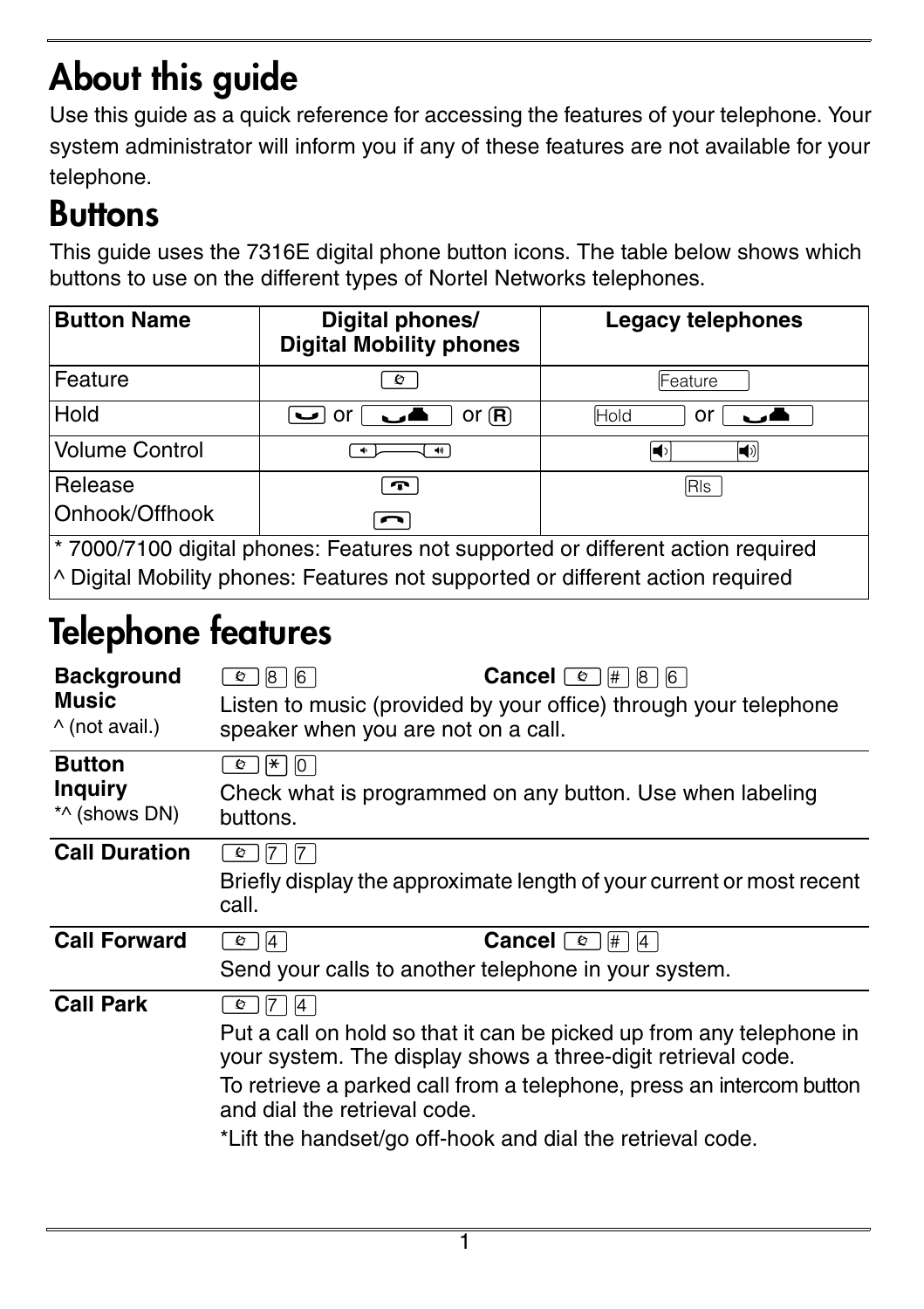# About this guide

Use this guide as a quick reference for accessing the features of your telephone. Your system administrator will inform you if any of these features are not available for your telephone.

## Buttons

This guide uses the 7316E digital phone button icons. The table below shows which buttons to use on the different types of Nortel Networks telephones.

| Button Name | Digital phones/ Digital Mobility phones | Legacy telephones |
|---|---|---|
| Feature | [Feature] | Feature |
| Hold | [Hold] or [Hold] or R | Hold or [Hold] |
| Volume Control | [Volume] | [Volume] |
| Release Onhook/Offhook | [Release] [Onhook/Offhook] | Rls |
| * 7000/7100 digital phones: Features not supported or different action required ^ Digital Mobility phones: Features not supported or different action required | | |

# Telephone features

| | |
|---|---|
| **Background Music** ^ (not avail.) | [Feature] 8 6 **Cancel** [Feature] # 8 6 Listen to music (provided by your office) through your telephone speaker when you are not on a call. |
| **Button Inquiry** *^ (shows DN) | [Feature] * 0 Check what is programmed on any button. Use when labeling buttons. |
| **Call Duration** | [Feature] 7 7 Briefly display the approximate length of your current or most recent call. |
| **Call Forward** | [Feature] 4 **Cancel** [Feature] # 4 Send your calls to another telephone in your system. |
| **Call Park** | [Feature] 7 4 Put a call on hold so that it can be picked up from any telephone in your system. The display shows a three-digit retrieval code. To retrieve a parked call from a telephone, press an intercom button and dial the retrieval code. *Lift the handset/go off-hook and dial the retrieval code. |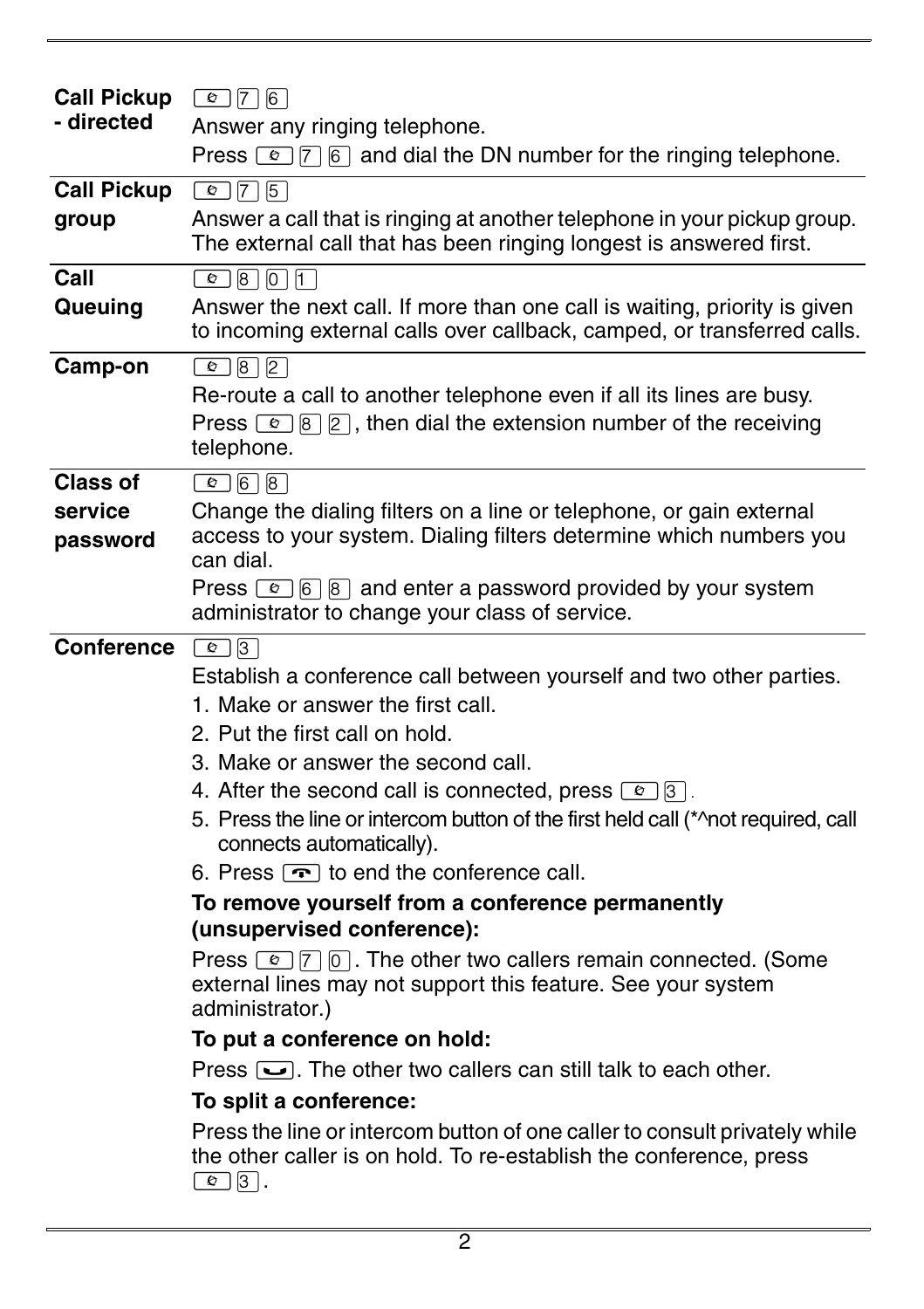| | |
|---|---|
| **Call Pickup - directed** | [Feature] [7] [6]<br>Answer any ringing telephone.<br>Press [Feature] [7] [6] and dial the DN number for the ringing telephone. |
| **Call Pickup group** | [Feature] [7] [5]<br>Answer a call that is ringing at another telephone in your pickup group. The external call that has been ringing longest is answered first. |
| **Call Queuing** | [Feature] [8] [0] [1]<br>Answer the next call. If more than one call is waiting, priority is given to incoming external calls over callback, camped, or transferred calls. |
| **Camp-on** | [Feature] [8] [2]<br>Re-route a call to another telephone even if all its lines are busy.<br>Press [Feature] [8] [2], then dial the extension number of the receiving telephone. |
| **Class of service password** | [Feature] [6] [8]<br>Change the dialing filters on a line or telephone, or gain external access to your system. Dialing filters determine which numbers you can dial.<br>Press [Feature] [6] [8] and enter a password provided by your system administrator to change your class of service. |
| **Conference** | [Feature] [3]<br>Establish a conference call between yourself and two other parties.<br>1. Make or answer the first call.<br>2. Put the first call on hold.<br>3. Make or answer the second call.<br>4. After the second call is connected, press [Feature] [3].<br>5. Press the line or intercom button of the first held call (*^not required, call connects automatically).<br>6. Press [Release] to end the conference call.<br>**To remove yourself from a conference permanently (unsupervised conference):**<br>Press [Feature] [7] [0]. The other two callers remain connected. (Some external lines may not support this feature. See your system administrator.)<br>**To put a conference on hold:**<br>Press [Hold]. The other two callers can still talk to each other.<br>**To split a conference:**<br>Press the line or intercom button of one caller to consult privately while the other caller is on hold. To re-establish the conference, press [Feature] [3]. |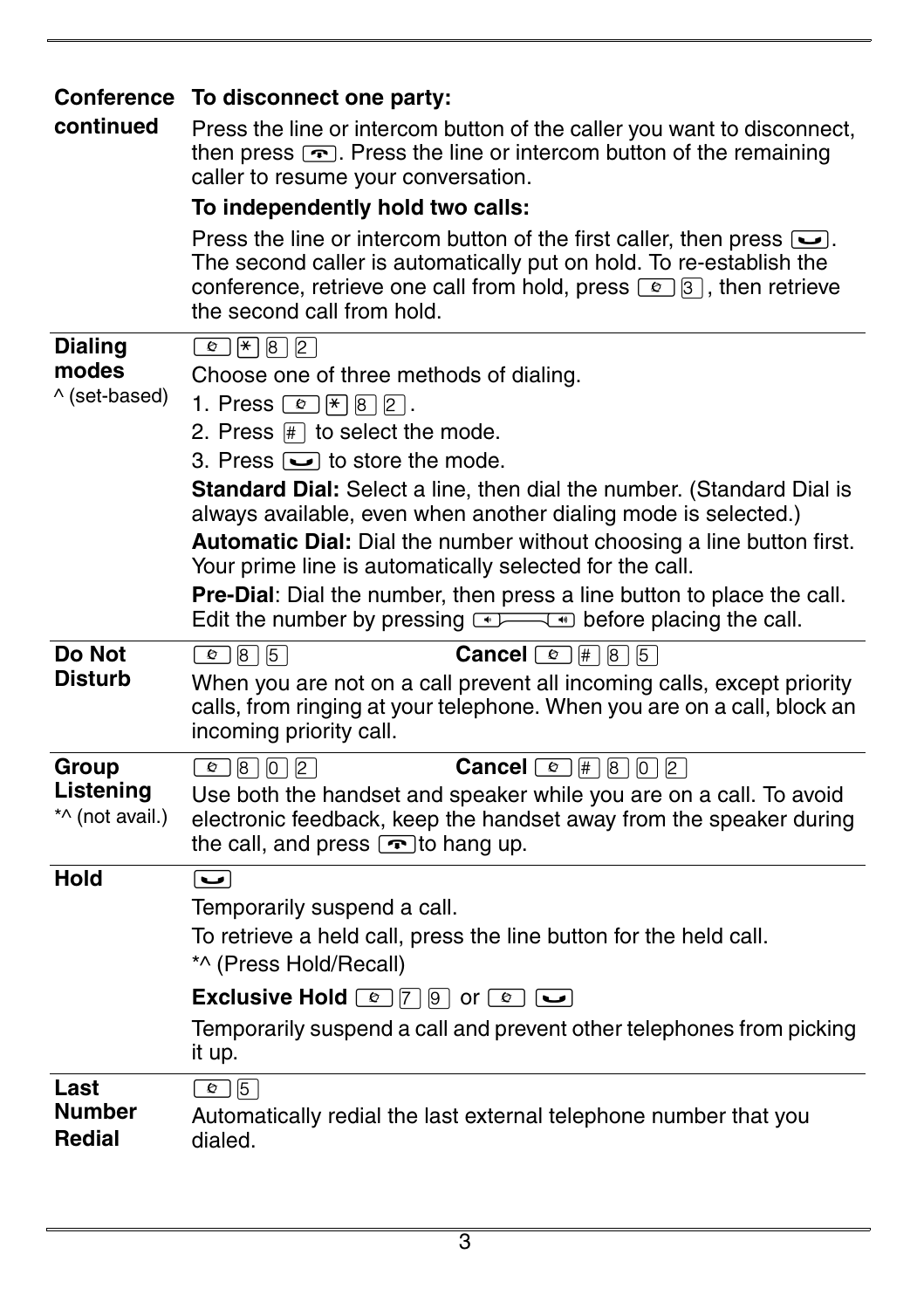| | |
|---|---|
| **Conference continued** | **To disconnect one party:** Press the line or intercom button of the caller you want to disconnect, then press [Release]. Press the line or intercom button of the remaining caller to resume your conversation. **To independently hold two calls:** Press the line or intercom button of the first caller, then press [Hold]. The second caller is automatically put on hold. To re-establish the conference, retrieve one call from hold, press [Feature] [3], then retrieve the second call from hold. |
| **Dialing modes** ^ (set-based) | [Feature] [*] [8] [2] Choose one of three methods of dialing. 1. Press [Feature] [*] [8] [2]. 2. Press [#] to select the mode. 3. Press [Hold] to store the mode. **Standard Dial:** Select a line, then dial the number. (Standard Dial is always available, even when another dialing mode is selected.) **Automatic Dial:** Dial the number without choosing a line button first. Your prime line is automatically selected for the call. **Pre-Dial**: Dial the number, then press a line button to place the call. Edit the number by pressing [◄ ►] before placing the call. |
| **Do Not Disturb** | [Feature] [8] [5] **Cancel** [Feature] [#] [8] [5] When you are not on a call prevent all incoming calls, except priority calls, from ringing at your telephone. When you are on a call, block an incoming priority call. |
| **Group Listening** *^ (not avail.) | [Feature] [8] [0] [2] **Cancel** [Feature] [#] [8] [0] [2] Use both the handset and speaker while you are on a call. To avoid electronic feedback, keep the handset away from the speaker during the call, and press [Release] to hang up. |
| **Hold** | [Hold] Temporarily suspend a call. To retrieve a held call, press the line button for the held call. *^ (Press Hold/Recall) **Exclusive Hold** [Feature] [7] [9] or [Feature] [Hold] Temporarily suspend a call and prevent other telephones from picking it up. |
| **Last Number Redial** | [Feature] [5] Automatically redial the last external telephone number that you dialed. |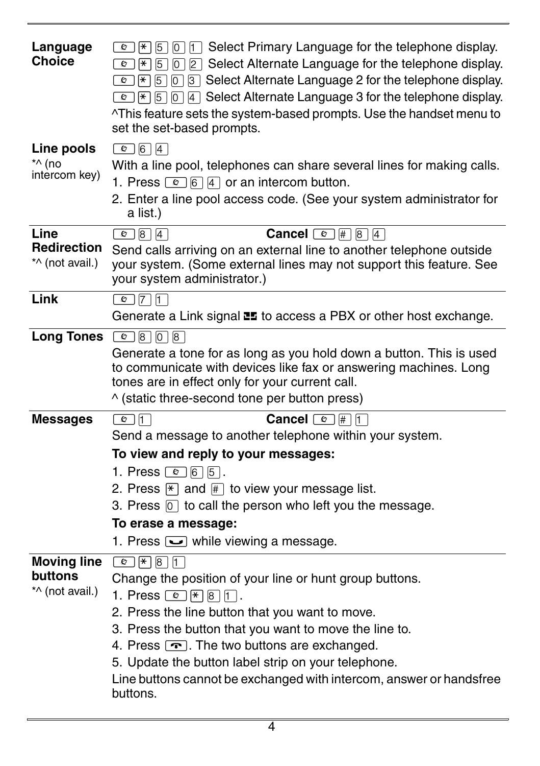| | |
|---|---|
| **Language Choice** | [Feature] [*] [5] [0] [1] Select Primary Language for the telephone display.<br>[Feature] [*] [5] [0] [2] Select Alternate Language for the telephone display.<br>[Feature] [*] [5] [0] [3] Select Alternate Language 2 for the telephone display.<br>[Feature] [*] [5] [0] [4] Select Alternate Language 3 for the telephone display.<br>^This feature sets the system-based prompts. Use the handset menu to set the set-based prompts. |
| **Line pools**<br>*^ (no intercom key) | [Feature] [6] [4]<br>With a line pool, telephones can share several lines for making calls.<br>1. Press [Feature] [6] [4] or an intercom button.<br>2. Enter a line pool access code. (See your system administrator for a list.) |
| **Line Redirection**<br>*^ (not avail.) | [Feature] [8] [4] **Cancel** [Feature] [#] [8] [4]<br>Send calls arriving on an external line to another telephone outside your system. (Some external lines may not support this feature. See your system administrator.) |
| **Link** | [Feature] [7] [1]<br>Generate a Link signal to access a PBX or other host exchange. |
| **Long Tones** | [Feature] [8] [0] [8]<br>Generate a tone for as long as you hold down a button. This is used to communicate with devices like fax or answering machines. Long tones are in effect only for your current call.<br>^ (static three-second tone per button press) |
| **Messages** | [Feature] [1] **Cancel** [Feature] [#] [1]<br>Send a message to another telephone within your system.<br>**To view and reply to your messages:**<br>1. Press [Feature] [6] [5].<br>2. Press [*] and [#] to view your message list.<br>3. Press [0] to call the person who left you the message.<br>**To erase a message:**<br>1. Press [Release] while viewing a message. |
| **Moving line buttons**<br>*^ (not avail.) | [Feature] [*] [8] [1]<br>Change the position of your line or hunt group buttons.<br>1. Press [Feature] [*] [8] [1].<br>2. Press the line button that you want to move.<br>3. Press the button that you want to move the line to.<br>4. Press [Release]. The two buttons are exchanged.<br>5. Update the button label strip on your telephone.<br>Line buttons cannot be exchanged with intercom, answer or handsfree buttons. |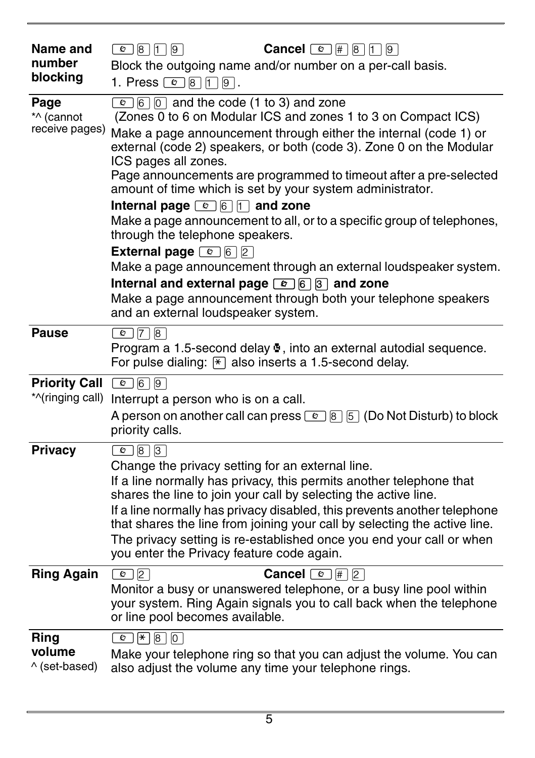| | |
|---|---|
| **Name and number blocking** | Feature 8 1 9 **Cancel** Feature # 8 1 9<br>Block the outgoing name and/or number on a per-call basis.<br>1. Press Feature 8 1 9. |
| **Page**<br>*^ (cannot receive pages) | Feature 6 0 and the code (1 to 3) and zone<br>(Zones 0 to 6 on Modular ICS and zones 1 to 3 on Compact ICS)<br>Make a page announcement through either the internal (code 1) or external (code 2) speakers, or both (code 3). Zone 0 on the Modular ICS pages all zones.<br>Page announcements are programmed to timeout after a pre-selected amount of time which is set by your system administrator.<br>**Internal page** Feature 6 1 **and zone**<br>Make a page announcement to all, or to a specific group of telephones, through the telephone speakers.<br>**External page** Feature 6 2<br>Make a page announcement through an external loudspeaker system.<br>**Internal and external page** Feature 6 3 **and zone**<br>Make a page announcement through both your telephone speakers and an external loudspeaker system. |
| **Pause** | Feature 7 8<br>Program a 1.5-second delay, into an external autodial sequence. For pulse dialing: * also inserts a 1.5-second delay. |
| **Priority Call**<br>*^(ringing call) | Feature 6 9<br>Interrupt a person who is on a call.<br>A person on another call can press Feature 8 5 (Do Not Disturb) to block priority calls. |
| **Privacy** | Feature 8 3<br>Change the privacy setting for an external line.<br>If a line normally has privacy, this permits another telephone that shares the line to join your call by selecting the active line.<br>If a line normally has privacy disabled, this prevents another telephone that shares the line from joining your call by selecting the active line.<br>The privacy setting is re-established once you end your call or when you enter the Privacy feature code again. |
| **Ring Again** | Feature 2 **Cancel** Feature # 2<br>Monitor a busy or unanswered telephone, or a busy line pool within your system. Ring Again signals you to call back when the telephone or line pool becomes available. |
| **Ring volume**<br>^ (set-based) | Feature * 8 0<br>Make your telephone ring so that you can adjust the volume. You can also adjust the volume any time your telephone rings. |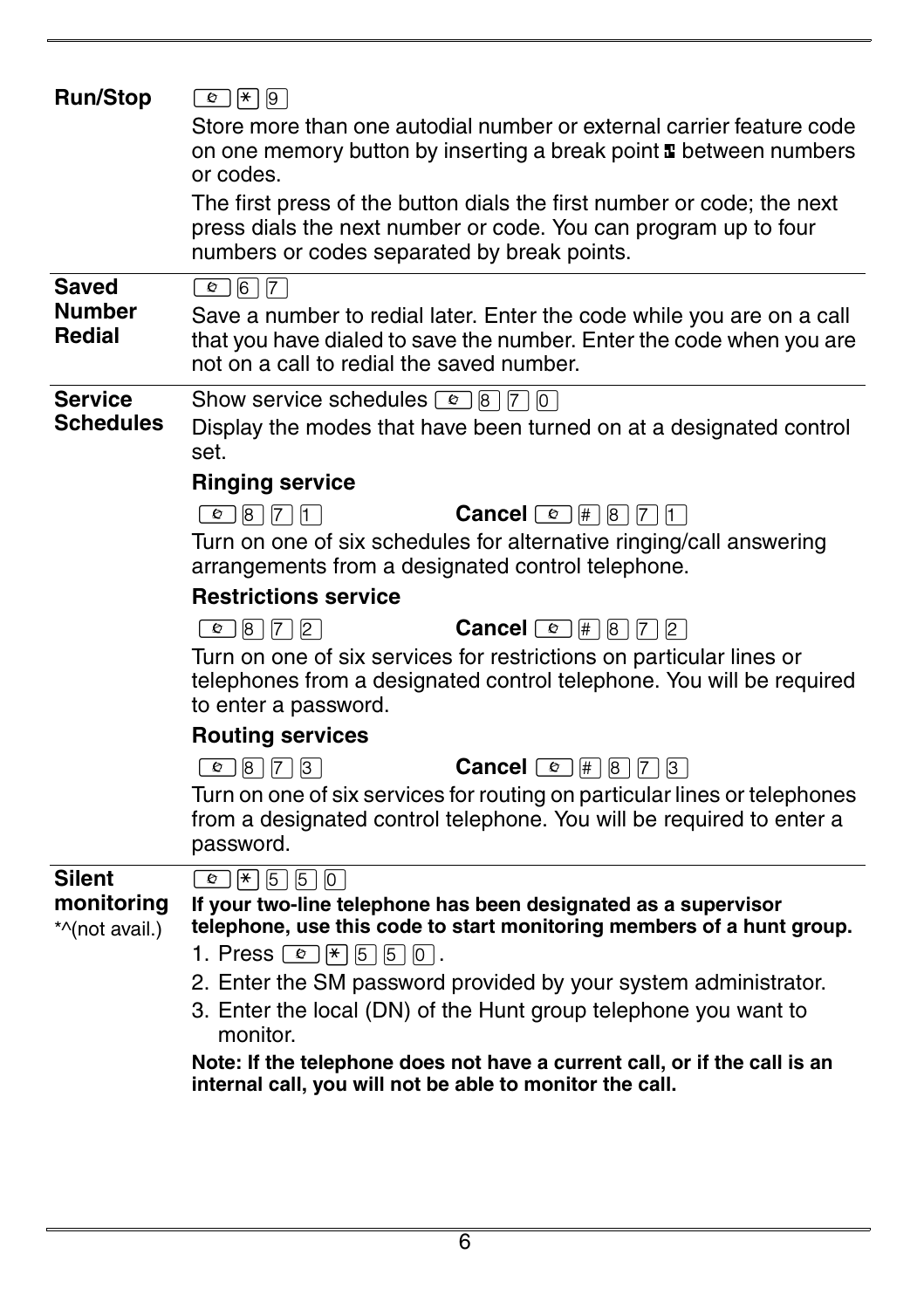**Run/Stop**

[Feature] [*] [9]

Store more than one autodial number or external carrier feature code on one memory button by inserting a break point between numbers or codes.

The first press of the button dials the first number or code; the next press dials the next number or code. You can program up to four numbers or codes separated by break points.

---

**Saved Number Redial**

[Feature] [6] [7]

Save a number to redial later. Enter the code while you are on a call that you have dialed to save the number. Enter the code when you are not on a call to redial the saved number.

---

**Service Schedules**

Show service schedules [Feature] [8] [7] [0]

Display the modes that have been turned on at a designated control set.

**Ringing service**

[Feature] [8] [7] [1] **Cancel** [Feature] [#] [8] [7] [1]

Turn on one of six schedules for alternative ringing/call answering arrangements from a designated control telephone.

**Restrictions service**

[Feature] [8] [7] [2] **Cancel** [Feature] [#] [8] [7] [2]

Turn on one of six services for restrictions on particular lines or telephones from a designated control telephone. You will be required to enter a password.

**Routing services**

[Feature] [8] [7] [3] **Cancel** [Feature] [#] [8] [7] [3]

Turn on one of six services for routing on particular lines or telephones from a designated control telephone. You will be required to enter a password.

---

**Silent monitoring** *^(not avail.)

[Feature] [*] [5] [5] [0]

**If your two-line telephone has been designated as a supervisor telephone, use this code to start monitoring members of a hunt group.**

1. Press [Feature] [*] [5] [5] [0].
2. Enter the SM password provided by your system administrator.
3. Enter the local (DN) of the Hunt group telephone you want to monitor.

**Note: If the telephone does not have a current call, or if the call is an internal call, you will not be able to monitor the call.**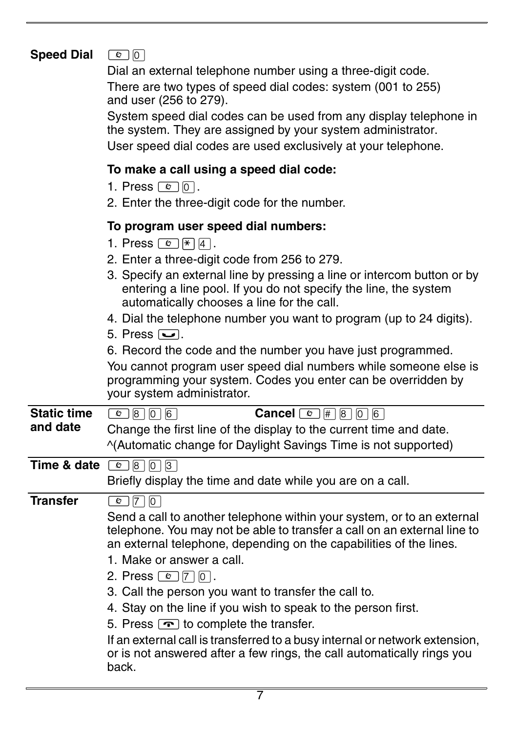**Speed Dial** [Feature] [0]

Dial an external telephone number using a three-digit code.

There are two types of speed dial codes: system (001 to 255) and user (256 to 279).

System speed dial codes can be used from any display telephone in the system. They are assigned by your system administrator.

User speed dial codes are used exclusively at your telephone.

**To make a call using a speed dial code:**

1. Press [Feature] [0].
2. Enter the three-digit code for the number.

**To program user speed dial numbers:**

1. Press [Feature] [*] [4].
2. Enter a three-digit code from 256 to 279.
3. Specify an external line by pressing a line or intercom button or by entering a line pool. If you do not specify the line, the system automatically chooses a line for the call.
4. Dial the telephone number you want to program (up to 24 digits).
5. Press [Hold].
6. Record the code and the number you have just programmed.

You cannot program user speed dial numbers while someone else is programming your system. Codes you enter can be overridden by your system administrator.

---

**Static time and date** [Feature] [8] [0] [6] **Cancel** [Feature] [#] [8] [0] [6]

Change the first line of the display to the current time and date.

^(Automatic change for Daylight Savings Time is not supported)

---

**Time & date** [Feature] [8] [0] [3]

Briefly display the time and date while you are on a call.

---

**Transfer** [Feature] [7] [0]

Send a call to another telephone within your system, or to an external telephone. You may not be able to transfer a call on an external line to an external telephone, depending on the capabilities of the lines.

1. Make or answer a call.
2. Press [Feature] [7] [0].
3. Call the person you want to transfer the call to.
4. Stay on the line if you wish to speak to the person first.
5. Press [Release] to complete the transfer.

If an external call is transferred to a busy internal or network extension, or is not answered after a few rings, the call automatically rings you back.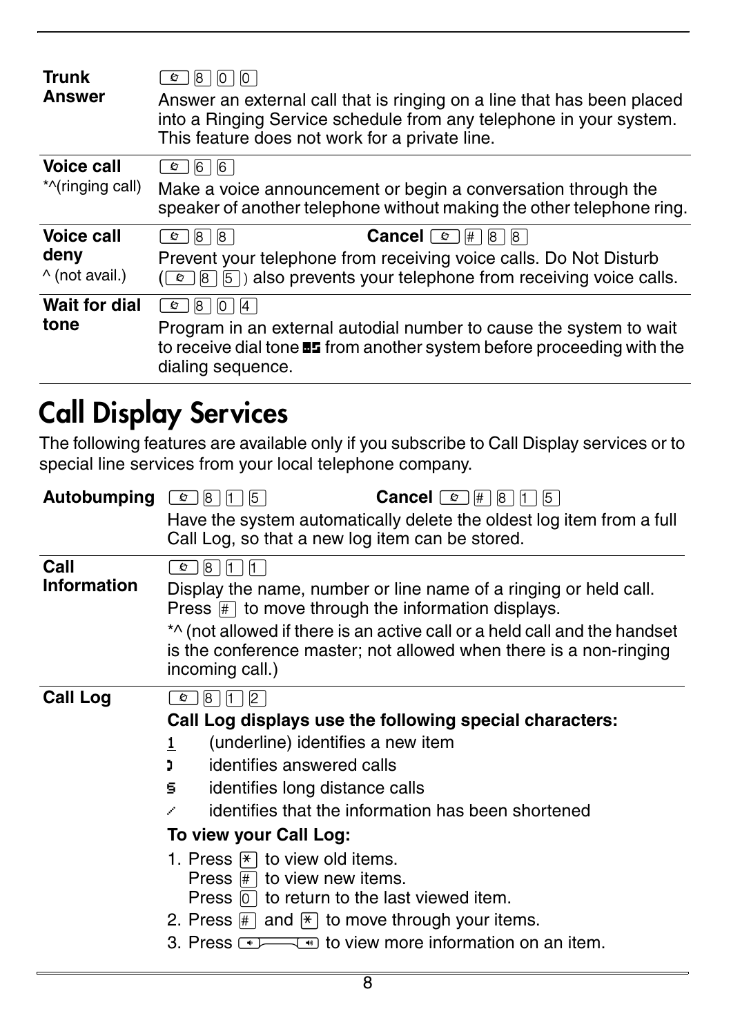| | |
|---|---|
| **Trunk Answer** | Feature 8 0 0<br>Answer an external call that is ringing on a line that has been placed into a Ringing Service schedule from any telephone in your system. This feature does not work for a private line. |
| **Voice call**<br>*^(ringing call) | Feature 6 6<br>Make a voice announcement or begin a conversation through the speaker of another telephone without making the other telephone ring. |
| **Voice call deny**<br>^ (not avail.) | Feature 8 8 **Cancel** Feature # 8 8<br>Prevent your telephone from receiving voice calls. Do Not Disturb (Feature 8 5) also prevents your telephone from receiving voice calls. |
| **Wait for dial tone** | Feature 8 0 4<br>Program in an external autodial number to cause the system to wait to receive dial tone from another system before proceeding with the dialing sequence. |

# Call Display Services

The following features are available only if you subscribe to Call Display services or to special line services from your local telephone company.

| | |
|---|---|
| **Autobumping** | Feature 8 1 5 **Cancel** Feature # 8 1 5<br>Have the system automatically delete the oldest log item from a full Call Log, so that a new log item can be stored. |
| **Call Information** | Feature 8 1 1<br>Display the name, number or line name of a ringing or held call. Press # to move through the information displays.<br>*^ (not allowed if there is an active call or a held call and the handset is the conference master; not allowed when there is a non-ringing incoming call.) |
| **Call Log** | Feature 8 1 2<br>**Call Log displays use the following special characters:**<br>1 (underline) identifies a new item<br>identifies answered calls<br>identifies long distance calls<br>identifies that the information has been shortened<br>**To view your Call Log:**<br>1. Press * to view old items.<br>Press # to view new items.<br>Press 0 to return to the last viewed item.<br>2. Press # and * to move through your items.<br>3. Press Volume to view more information on an item. |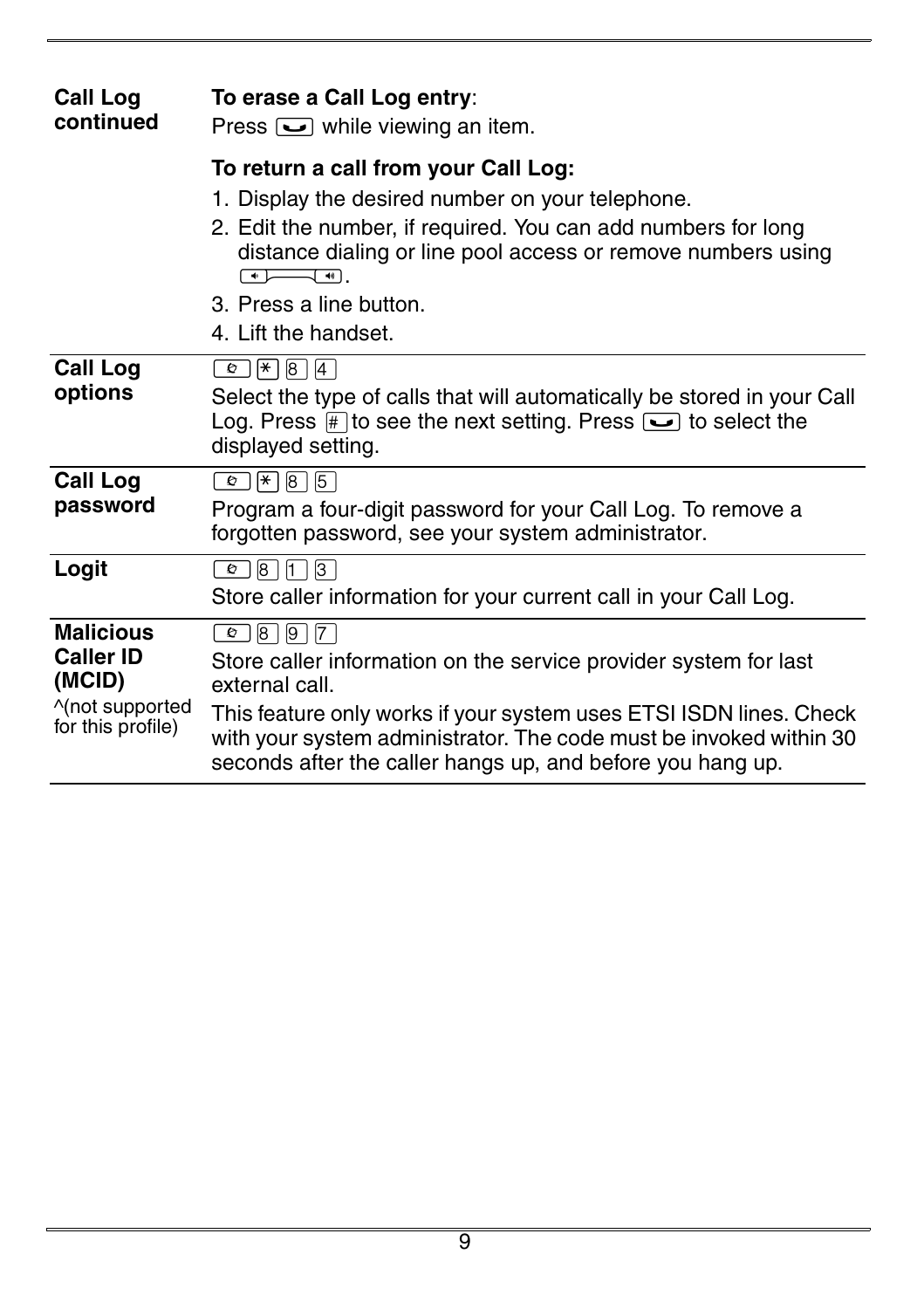| | |
|---|---|
| **Call Log continued** | **To erase a Call Log entry**:<br>Press [Release] while viewing an item.<br><br>**To return a call from your Call Log:**<br>1. Display the desired number on your telephone.<br>2. Edit the number, if required. You can add numbers for long distance dialing or line pool access or remove numbers using [Volume].<br>3. Press a line button.<br>4. Lift the handset. |
| **Call Log options** | [Feature] [*] [8] [4]<br>Select the type of calls that will automatically be stored in your Call Log. Press [#] to see the next setting. Press [Release] to select the displayed setting. |
| **Call Log password** | [Feature] [*] [8] [5]<br>Program a four-digit password for your Call Log. To remove a forgotten password, see your system administrator. |
| **Logit** | [Feature] [8] [1] [3]<br>Store caller information for your current call in your Call Log. |
| **Malicious Caller ID (MCID)**<br>^(not supported for this profile) | [Feature] [8] [9] [7]<br>Store caller information on the service provider system for last external call.<br>This feature only works if your system uses ETSI ISDN lines. Check with your system administrator. The code must be invoked within 30 seconds after the caller hangs up, and before you hang up. |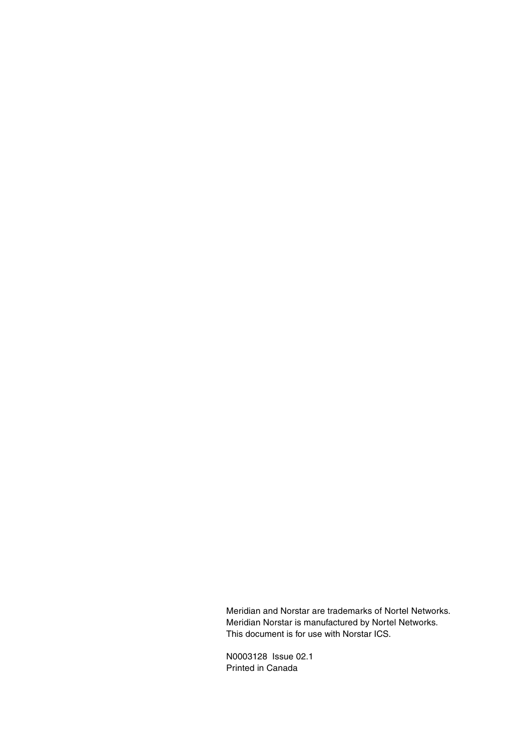Meridian and Norstar are trademarks of Nortel Networks.
Meridian Norstar is manufactured by Nortel Networks.
This document is for use with Norstar ICS.

N0003128 Issue 02.1
Printed in Canada